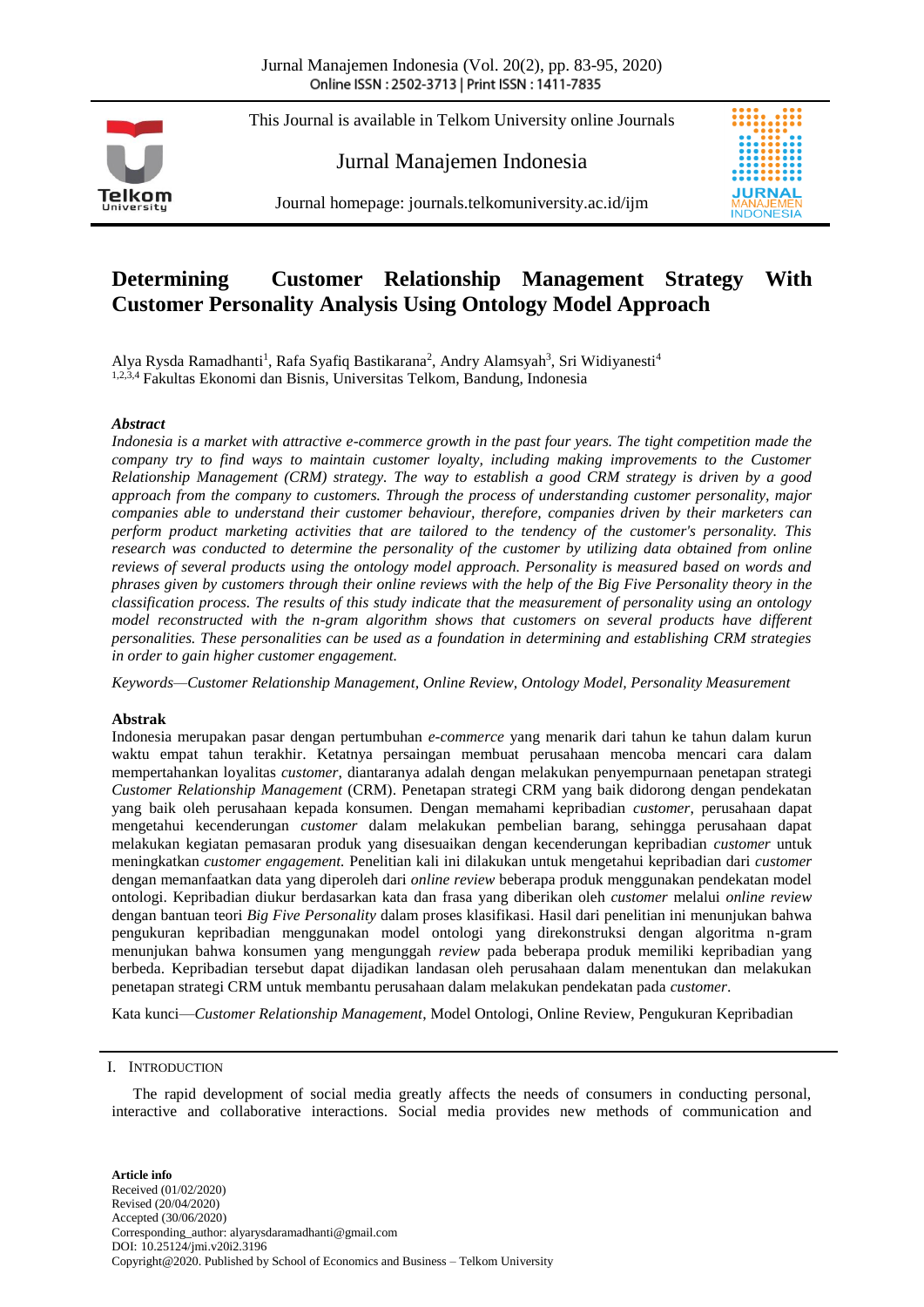# Determining Customer Relationship Management Strategy With Customer Personality Analysis Using Ontology Model Approach

Alya Rysda Ramadhanti[1], Rafa Syafiq Bastikarana[2], Andry Alamsyah[3], Sri Widiyanesti[4]

[1,2,3,4] Fakultas Ekonomi dan Bisnis, Universitas Telkom, Bandung, Indonesia

### *Abstract*

*Indonesia is a market with attractive e-commerce growth in the past four years. The tight competition made the company try to find ways to maintain customer loyalty, including making improvements to the Customer Relationship Management (CRM) strategy. The way to establish a good CRM strategy is driven by a good approach from the company to customers. Through the process of understanding customer personality, major companies able to understand their customer behaviour, therefore, companies driven by their marketers can perform product marketing activities that are tailored to the tendency of the customer's personality. This research was conducted to determine the personality of the customer by utilizing data obtained from online reviews of several products using the ontology model approach. Personality is measured based on words and phrases given by customers through their online reviews with the help of the Big Five Personality theory in the classification process. The results of this study indicate that the measurement of personality using an ontology model reconstructed with the n-gram algorithm shows that customers on several products have different personalities. These personalities can be used as a foundation in determining and establishing CRM strategies in order to gain higher customer engagement.*

*Keywords—Customer Relationship Management, Online Review, Ontology Model, Personality Measurement*

### Abstrak

Indonesia merupakan pasar dengan pertumbuhan *e-commerce* yang menarik dari tahun ke tahun dalam kurun waktu empat tahun terakhir. Ketatnya persaingan membuat perusahaan mencoba mencari cara dalam mempertahankan loyalitas *customer*, diantaranya adalah dengan melakukan penyempurnaan penetapan strategi *Customer Relationship Management* (CRM). Penetapan strategi CRM yang baik didorong dengan pendekatan yang baik oleh perusahaan kepada konsumen. Dengan memahami kepribadian *customer*, perusahaan dapat mengetahui kecenderungan *customer* dalam melakukan pembelian barang, sehingga perusahaan dapat melakukan kegiatan pemasaran produk yang disesuaikan dengan kecenderungan kepribadian *customer* untuk meningkatkan *customer engagement.* Penelitian kali ini dilakukan untuk mengetahui kepribadian dari *customer* dengan memanfaatkan data yang diperoleh dari *online review* beberapa produk menggunakan pendekatan model ontologi. Kepribadian diukur berdasarkan kata dan frasa yang diberikan oleh *customer* melalui *online review* dengan bantuan teori *Big Five Personality* dalam proses klasifikasi. Hasil dari penelitian ini menunjukan bahwa pengukuran kepribadian menggunakan model ontologi yang direkonstruksi dengan algoritma n-gram menunjukan bahwa konsumen yang mengunggah *review* pada beberapa produk memiliki kepribadian yang berbeda. Kepribadian tersebut dapat dijadikan landasan oleh perusahaan dalam menentukan dan melakukan penetapan strategi CRM untuk membantu perusahaan dalam melakukan pendekatan pada *customer*.

Kata kunci—*Customer Relationship Management*, Model Ontologi, Online Review, Pengukuran Kepribadian

## I. Introduction

The rapid development of social media greatly affects the needs of consumers in conducting personal, interactive and collaborative interactions. Social media provides new methods of communication and

**Article info**
Received (01/02/2020)
Revised (20/04/2020)
Accepted (30/06/2020)
Corresponding_author: alyarysdaramadhanti@gmail.com
DOI: 10.25124/jmi.v20i2.3196
Copyright@2020. Published by School of Economics and Business – Telkom University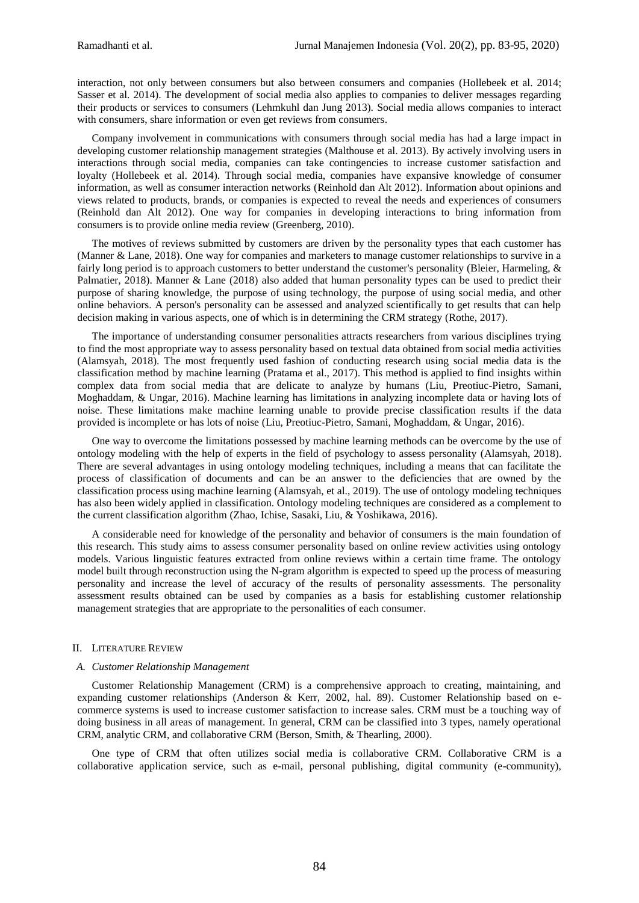interaction, not only between consumers but also between consumers and companies (Hollebeek et al. 2014; Sasser et al. 2014). The development of social media also applies to companies to deliver messages regarding their products or services to consumers (Lehmkuhl dan Jung 2013). Social media allows companies to interact with consumers, share information or even get reviews from consumers.

Company involvement in communications with consumers through social media has had a large impact in developing customer relationship management strategies (Malthouse et al. 2013). By actively involving users in interactions through social media, companies can take contingencies to increase customer satisfaction and loyalty (Hollebeek et al. 2014). Through social media, companies have expansive knowledge of consumer information, as well as consumer interaction networks (Reinhold dan Alt 2012). Information about opinions and views related to products, brands, or companies is expected to reveal the needs and experiences of consumers (Reinhold dan Alt 2012). One way for companies in developing interactions to bring information from consumers is to provide online media review (Greenberg, 2010).

The motives of reviews submitted by customers are driven by the personality types that each customer has (Manner & Lane, 2018). One way for companies and marketers to manage customer relationships to survive in a fairly long period is to approach customers to better understand the customer's personality (Bleier, Harmeling, & Palmatier, 2018). Manner & Lane (2018) also added that human personality types can be used to predict their purpose of sharing knowledge, the purpose of using technology, the purpose of using social media, and other online behaviors. A person's personality can be assessed and analyzed scientifically to get results that can help decision making in various aspects, one of which is in determining the CRM strategy (Rothe, 2017).

The importance of understanding consumer personalities attracts researchers from various disciplines trying to find the most appropriate way to assess personality based on textual data obtained from social media activities (Alamsyah, 2018). The most frequently used fashion of conducting research using social media data is the classification method by machine learning (Pratama et al., 2017). This method is applied to find insights within complex data from social media that are delicate to analyze by humans (Liu, Preotiuc-Pietro, Samani, Moghaddam, & Ungar, 2016). Machine learning has limitations in analyzing incomplete data or having lots of noise. These limitations make machine learning unable to provide precise classification results if the data provided is incomplete or has lots of noise (Liu, Preotiuc-Pietro, Samani, Moghaddam, & Ungar, 2016).

One way to overcome the limitations possessed by machine learning methods can be overcome by the use of ontology modeling with the help of experts in the field of psychology to assess personality (Alamsyah, 2018). There are several advantages in using ontology modeling techniques, including a means that can facilitate the process of classification of documents and can be an answer to the deficiencies that are owned by the classification process using machine learning (Alamsyah, et al., 2019). The use of ontology modeling techniques has also been widely applied in classification. Ontology modeling techniques are considered as a complement to the current classification algorithm (Zhao, Ichise, Sasaki, Liu, & Yoshikawa, 2016).

A considerable need for knowledge of the personality and behavior of consumers is the main foundation of this research. This study aims to assess consumer personality based on online review activities using ontology models. Various linguistic features extracted from online reviews within a certain time frame. The ontology model built through reconstruction using the N-gram algorithm is expected to speed up the process of measuring personality and increase the level of accuracy of the results of personality assessments. The personality assessment results obtained can be used by companies as a basis for establishing customer relationship management strategies that are appropriate to the personalities of each consumer.

## II. LITERATURE REVIEW

### *A. Customer Relationship Management*

Customer Relationship Management (CRM) is a comprehensive approach to creating, maintaining, and expanding customer relationships (Anderson & Kerr, 2002, hal. 89). Customer Relationship based on e-commerce systems is used to increase customer satisfaction to increase sales. CRM must be a touching way of doing business in all areas of management. In general, CRM can be classified into 3 types, namely operational CRM, analytic CRM, and collaborative CRM (Berson, Smith, & Thearling, 2000).

One type of CRM that often utilizes social media is collaborative CRM. Collaborative CRM is a collaborative application service, such as e-mail, personal publishing, digital community (e-community),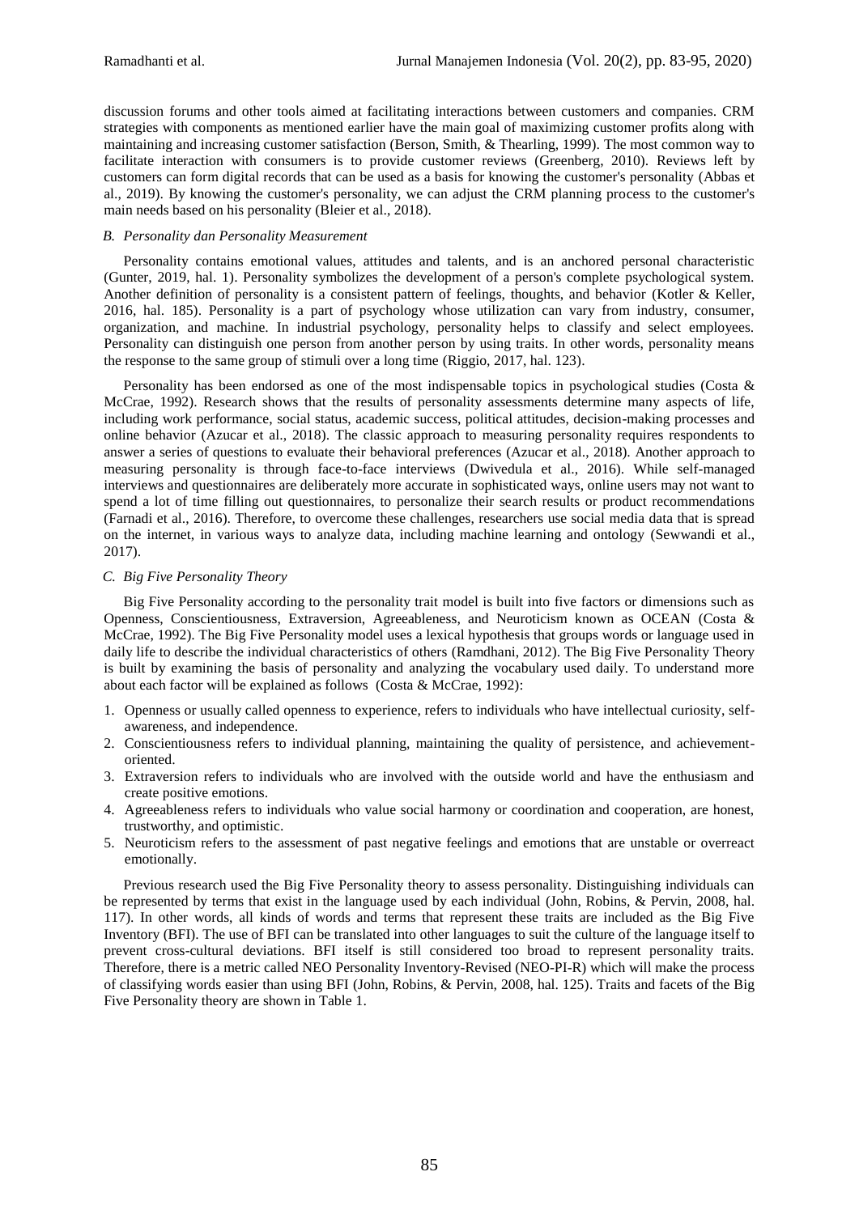discussion forums and other tools aimed at facilitating interactions between customers and companies. CRM strategies with components as mentioned earlier have the main goal of maximizing customer profits along with maintaining and increasing customer satisfaction (Berson, Smith, & Thearling, 1999). The most common way to facilitate interaction with consumers is to provide customer reviews (Greenberg, 2010). Reviews left by customers can form digital records that can be used as a basis for knowing the customer's personality (Abbas et al., 2019). By knowing the customer's personality, we can adjust the CRM planning process to the customer's main needs based on his personality (Bleier et al., 2018).

### *B. Personality dan Personality Measurement*

Personality contains emotional values, attitudes and talents, and is an anchored personal characteristic (Gunter, 2019, hal. 1). Personality symbolizes the development of a person's complete psychological system. Another definition of personality is a consistent pattern of feelings, thoughts, and behavior (Kotler & Keller, 2016, hal. 185). Personality is a part of psychology whose utilization can vary from industry, consumer, organization, and machine. In industrial psychology, personality helps to classify and select employees. Personality can distinguish one person from another person by using traits. In other words, personality means the response to the same group of stimuli over a long time (Riggio, 2017, hal. 123).

Personality has been endorsed as one of the most indispensable topics in psychological studies (Costa & McCrae, 1992). Research shows that the results of personality assessments determine many aspects of life, including work performance, social status, academic success, political attitudes, decision-making processes and online behavior (Azucar et al., 2018). The classic approach to measuring personality requires respondents to answer a series of questions to evaluate their behavioral preferences (Azucar et al., 2018). Another approach to measuring personality is through face-to-face interviews (Dwivedula et al., 2016). While self-managed interviews and questionnaires are deliberately more accurate in sophisticated ways, online users may not want to spend a lot of time filling out questionnaires, to personalize their search results or product recommendations (Farnadi et al., 2016). Therefore, to overcome these challenges, researchers use social media data that is spread on the internet, in various ways to analyze data, including machine learning and ontology (Sewwandi et al., 2017).

### *C. Big Five Personality Theory*

Big Five Personality according to the personality trait model is built into five factors or dimensions such as Openness, Conscientiousness, Extraversion, Agreeableness, and Neuroticism known as OCEAN (Costa & McCrae, 1992). The Big Five Personality model uses a lexical hypothesis that groups words or language used in daily life to describe the individual characteristics of others (Ramdhani, 2012). The Big Five Personality Theory is built by examining the basis of personality and analyzing the vocabulary used daily. To understand more about each factor will be explained as follows (Costa & McCrae, 1992):

1. Openness or usually called openness to experience, refers to individuals who have intellectual curiosity, self-awareness, and independence.
2. Conscientiousness refers to individual planning, maintaining the quality of persistence, and achievement-oriented.
3. Extraversion refers to individuals who are involved with the outside world and have the enthusiasm and create positive emotions.
4. Agreeableness refers to individuals who value social harmony or coordination and cooperation, are honest, trustworthy, and optimistic.
5. Neuroticism refers to the assessment of past negative feelings and emotions that are unstable or overreact emotionally.

Previous research used the Big Five Personality theory to assess personality. Distinguishing individuals can be represented by terms that exist in the language used by each individual (John, Robins, & Pervin, 2008, hal. 117). In other words, all kinds of words and terms that represent these traits are included as the Big Five Inventory (BFI). The use of BFI can be translated into other languages to suit the culture of the language itself to prevent cross-cultural deviations. BFI itself is still considered too broad to represent personality traits. Therefore, there is a metric called NEO Personality Inventory-Revised (NEO-PI-R) which will make the process of classifying words easier than using BFI (John, Robins, & Pervin, 2008, hal. 125). Traits and facets of the Big Five Personality theory are shown in Table 1.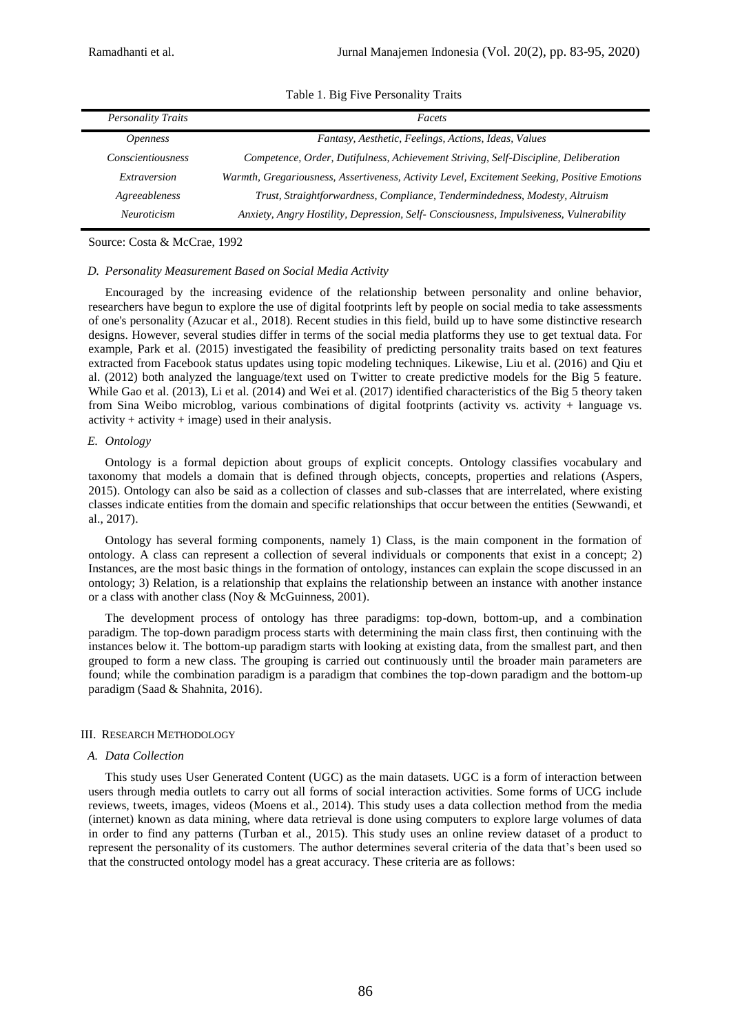Table 1. Big Five Personality Traits

| *Personality Traits* | *Facets* |
|---|---|
| *Openness* | *Fantasy, Aesthetic, Feelings, Actions, Ideas, Values* |
| *Conscientiousness* | *Competence, Order, Dutifulness, Achievement Striving, Self-Discipline, Deliberation* |
| *Extraversion* | *Warmth, Gregariousness, Assertiveness, Activity Level, Excitement Seeking, Positive Emotions* |
| *Agreeableness* | *Trust, Straightforwardness, Compliance, Tendermindedness, Modesty, Altruism* |
| *Neuroticism* | *Anxiety, Angry Hostility, Depression, Self- Consciousness, Impulsiveness, Vulnerability* |

Source: Costa & McCrae, 1992

### *D. Personality Measurement Based on Social Media Activity*

Encouraged by the increasing evidence of the relationship between personality and online behavior, researchers have begun to explore the use of digital footprints left by people on social media to take assessments of one's personality (Azucar et al., 2018). Recent studies in this field, build up to have some distinctive research designs. However, several studies differ in terms of the social media platforms they use to get textual data. For example, Park et al. (2015) investigated the feasibility of predicting personality traits based on text features extracted from Facebook status updates using topic modeling techniques. Likewise, Liu et al. (2016) and Qiu et al. (2012) both analyzed the language/text used on Twitter to create predictive models for the Big 5 feature. While Gao et al. (2013), Li et al. (2014) and Wei et al. (2017) identified characteristics of the Big 5 theory taken from Sina Weibo microblog, various combinations of digital footprints (activity vs. activity + language vs. activity + activity + image) used in their analysis.

### *E. Ontology*

Ontology is a formal depiction about groups of explicit concepts. Ontology classifies vocabulary and taxonomy that models a domain that is defined through objects, concepts, properties and relations (Aspers, 2015). Ontology can also be said as a collection of classes and sub-classes that are interrelated, where existing classes indicate entities from the domain and specific relationships that occur between the entities (Sewwandi, et al., 2017).

Ontology has several forming components, namely 1) Class, is the main component in the formation of ontology. A class can represent a collection of several individuals or components that exist in a concept; 2) Instances, are the most basic things in the formation of ontology, instances can explain the scope discussed in an ontology; 3) Relation, is a relationship that explains the relationship between an instance with another instance or a class with another class (Noy & McGuinness, 2001).

The development process of ontology has three paradigms: top-down, bottom-up, and a combination paradigm. The top-down paradigm process starts with determining the main class first, then continuing with the instances below it. The bottom-up paradigm starts with looking at existing data, from the smallest part, and then grouped to form a new class. The grouping is carried out continuously until the broader main parameters are found; while the combination paradigm is a paradigm that combines the top-down paradigm and the bottom-up paradigm (Saad & Shahnita, 2016).

## III. Research Methodology

### *A. Data Collection*

This study uses User Generated Content (UGC) as the main datasets. UGC is a form of interaction between users through media outlets to carry out all forms of social interaction activities. Some forms of UCG include reviews, tweets, images, videos (Moens et al., 2014). This study uses a data collection method from the media (internet) known as data mining, where data retrieval is done using computers to explore large volumes of data in order to find any patterns (Turban et al., 2015). This study uses an online review dataset of a product to represent the personality of its customers. The author determines several criteria of the data that's been used so that the constructed ontology model has a great accuracy. These criteria are as follows: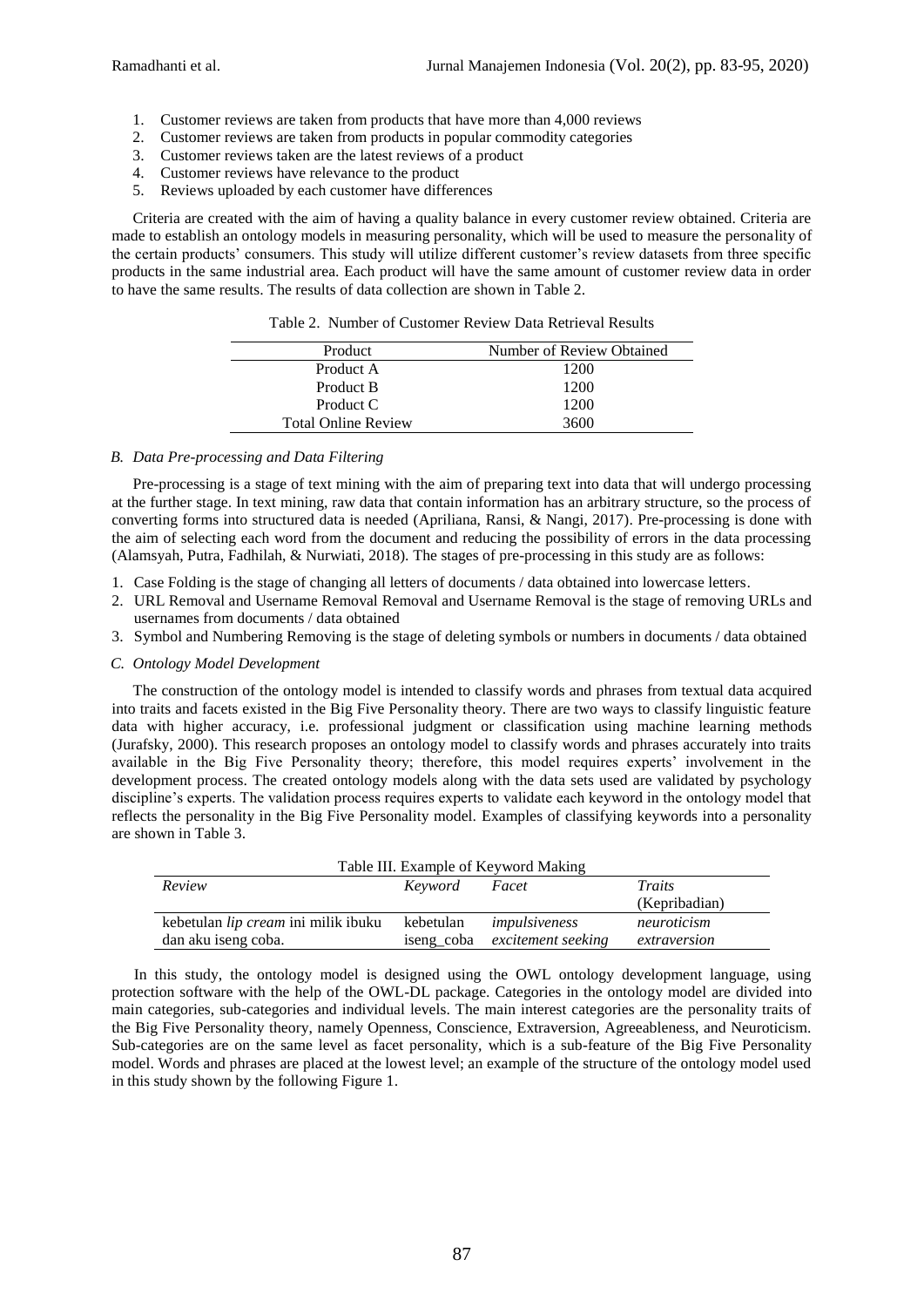1. Customer reviews are taken from products that have more than 4,000 reviews
2. Customer reviews are taken from products in popular commodity categories
3. Customer reviews taken are the latest reviews of a product
4. Customer reviews have relevance to the product
5. Reviews uploaded by each customer have differences

Criteria are created with the aim of having a quality balance in every customer review obtained. Criteria are made to establish an ontology models in measuring personality, which will be used to measure the personality of the certain products' consumers. This study will utilize different customer's review datasets from three specific products in the same industrial area. Each product will have the same amount of customer review data in order to have the same results. The results of data collection are shown in Table 2.

Table 2. Number of Customer Review Data Retrieval Results

| Product | Number of Review Obtained |
|---|---|
| Product A | 1200 |
| Product B | 1200 |
| Product C | 1200 |
| Total Online Review | 3600 |

### *B. Data Pre-processing and Data Filtering*

Pre-processing is a stage of text mining with the aim of preparing text into data that will undergo processing at the further stage. In text mining, raw data that contain information has an arbitrary structure, so the process of converting forms into structured data is needed (Apriliana, Ransi, & Nangi, 2017). Pre-processing is done with the aim of selecting each word from the document and reducing the possibility of errors in the data processing (Alamsyah, Putra, Fadhilah, & Nurwiati, 2018). The stages of pre-processing in this study are as follows:

1. Case Folding is the stage of changing all letters of documents / data obtained into lowercase letters.
2. URL Removal and Username Removal Removal and Username Removal is the stage of removing URLs and usernames from documents / data obtained
3. Symbol and Numbering Removing is the stage of deleting symbols or numbers in documents / data obtained

### *C. Ontology Model Development*

The construction of the ontology model is intended to classify words and phrases from textual data acquired into traits and facets existed in the Big Five Personality theory. There are two ways to classify linguistic feature data with higher accuracy, i.e. professional judgment or classification using machine learning methods (Jurafsky, 2000). This research proposes an ontology model to classify words and phrases accurately into traits available in the Big Five Personality theory; therefore, this model requires experts' involvement in the development process. The created ontology models along with the data sets used are validated by psychology discipline's experts. The validation process requires experts to validate each keyword in the ontology model that reflects the personality in the Big Five Personality model. Examples of classifying keywords into a personality are shown in Table 3.

Table III. Example of Keyword Making

| *Review* | *Keyword* | *Facet* | *Traits* (Kepribadian) |
|---|---|---|---|
| kebetulan *lip cream* ini milik ibuku dan aku iseng coba. | kebetulan | *impulsiveness* | *neuroticism* |
| | iseng_coba | *excitement seeking* | *extraversion* |

In this study, the ontology model is designed using the OWL ontology development language, using protection software with the help of the OWL-DL package. Categories in the ontology model are divided into main categories, sub-categories and individual levels. The main interest categories are the personality traits of the Big Five Personality theory, namely Openness, Conscience, Extraversion, Agreeableness, and Neuroticism. Sub-categories are on the same level as facet personality, which is a sub-feature of the Big Five Personality model. Words and phrases are placed at the lowest level; an example of the structure of the ontology model used in this study shown by the following Figure 1.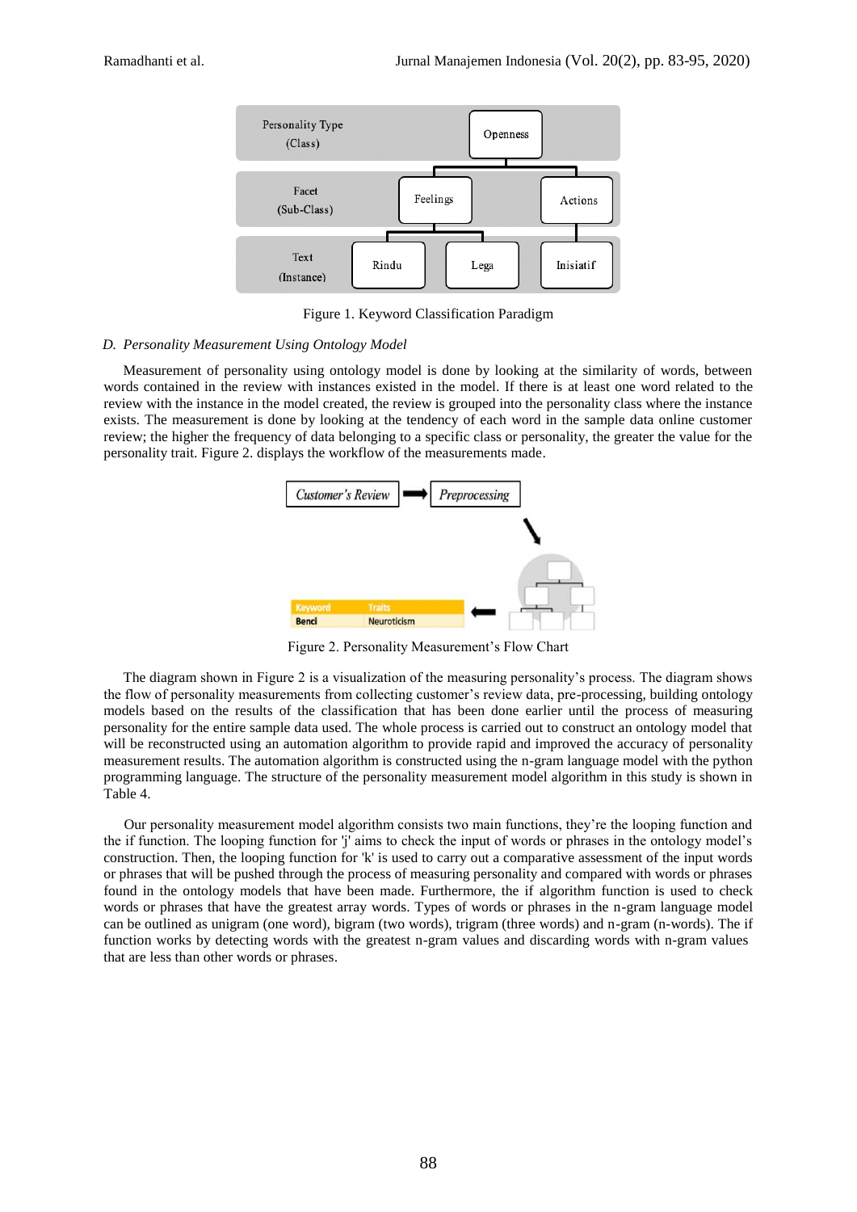Figure 1. Keyword Classification Paradigm

### D. *Personality Measurement Using Ontology Model*

Measurement of personality using ontology model is done by looking at the similarity of words, between words contained in the review with instances existed in the model. If there is at least one word related to the review with the instance in the model created, the review is grouped into the personality class where the instance exists. The measurement is done by looking at the tendency of each word in the sample data online customer review; the higher the frequency of data belonging to a specific class or personality, the greater the value for the personality trait. Figure 2. displays the workflow of the measurements made.

Figure 2. Personality Measurement's Flow Chart

The diagram shown in Figure 2 is a visualization of the measuring personality's process. The diagram shows the flow of personality measurements from collecting customer's review data, pre-processing, building ontology models based on the results of the classification that has been done earlier until the process of measuring personality for the entire sample data used. The whole process is carried out to construct an ontology model that will be reconstructed using an automation algorithm to provide rapid and improved the accuracy of personality measurement results. The automation algorithm is constructed using the n-gram language model with the python programming language. The structure of the personality measurement model algorithm in this study is shown in Table 4.

Our personality measurement model algorithm consists two main functions, they're the looping function and the if function. The looping function for 'j' aims to check the input of words or phrases in the ontology model's construction. Then, the looping function for 'k' is used to carry out a comparative assessment of the input words or phrases that will be pushed through the process of measuring personality and compared with words or phrases found in the ontology models that have been made. Furthermore, the if algorithm function is used to check words or phrases that have the greatest array words. Types of words or phrases in the n-gram language model can be outlined as unigram (one word), bigram (two words), trigram (three words) and n-gram (n-words). The if function works by detecting words with the greatest n-gram values and discarding words with n-gram values that are less than other words or phrases.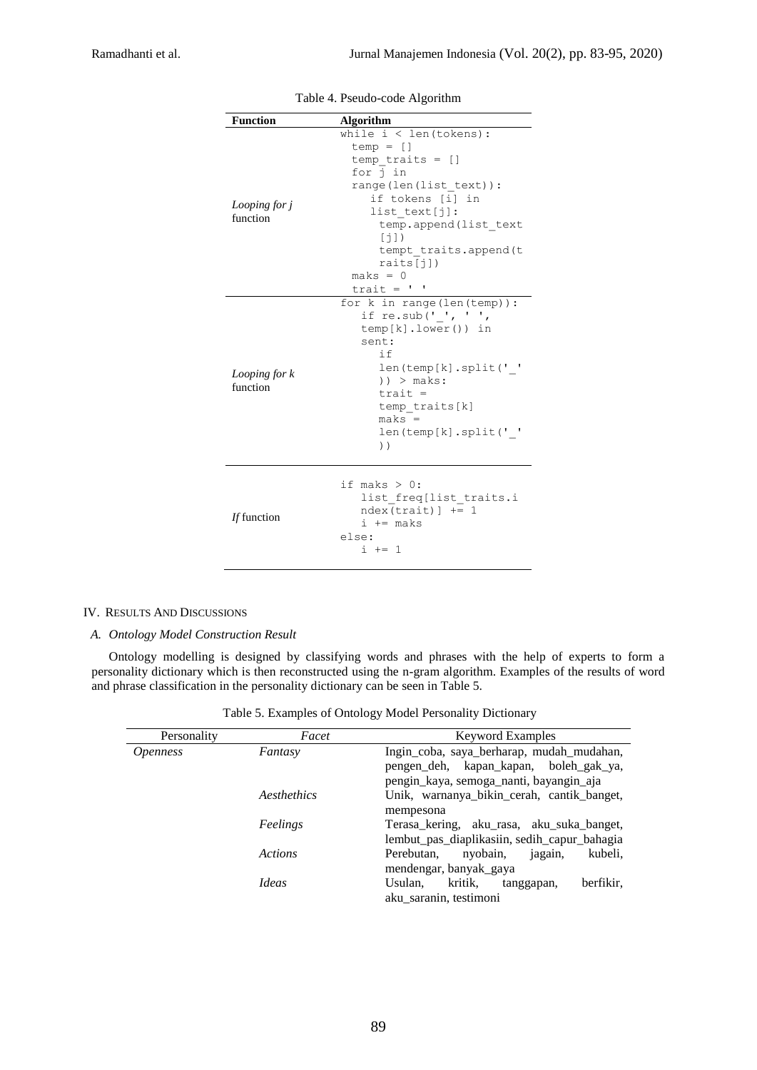Table 4. Pseudo-code Algorithm

| Function | Algorithm |
| --- | --- |
| *Looping for j* function | `while i < len(tokens):`<br>`  temp = []`<br>`  temp_traits = []`<br>`  for j in range(len(list_text)):`<br>`    if tokens [i] in list_text[j]:`<br>`      temp.append(list_text[j])`<br>`      tempt_traits.append(traits[j])`<br>`  maks = 0`<br>`  trait = ' '` |
| *Looping for k* function | `for k in range(len(temp)):`<br>`  if re.sub('_', ' ', temp[k].lower()) in sent:`<br>`    if len(temp[k].split('_')) > maks:`<br>`      trait = temp_traits[k]`<br>`      maks = len(temp[k].split('_'))` |
| *If* function | `if maks > 0:`<br>`  list_freq[list_traits.index(trait)] += 1`<br>`  i += maks`<br>`else:`<br>`  i += 1` |

## IV. Results And Discussions

### A. Ontology Model Construction Result

Ontology modelling is designed by classifying words and phrases with the help of experts to form a personality dictionary which is then reconstructed using the n-gram algorithm. Examples of the results of word and phrase classification in the personality dictionary can be seen in Table 5.

Table 5. Examples of Ontology Model Personality Dictionary

| Personality | Facet | Keyword Examples |
| --- | --- | --- |
| *Openness* | *Fantasy* | Ingin_coba, saya_berharap, mudah_mudahan, pengen_deh, kapan_kapan, boleh_gak_ya, pengin_kaya, semoga_nanti, bayangin_aja |
| | *Aesthethics* | Unik, warnanya_bikin_cerah, cantik_banget, mempesona |
| | *Feelings* | Terasa_kering, aku_rasa, aku_suka_banget, lembut_pas_diaplikasiin, sedih_capur_bahagia |
| | *Actions* | Perebutan, nyobain, jagain, kubeli, mendengar, banyak_gaya |
| | *Ideas* | Usulan, kritik, tanggapan, berfikir, aku_saranin, testimoni |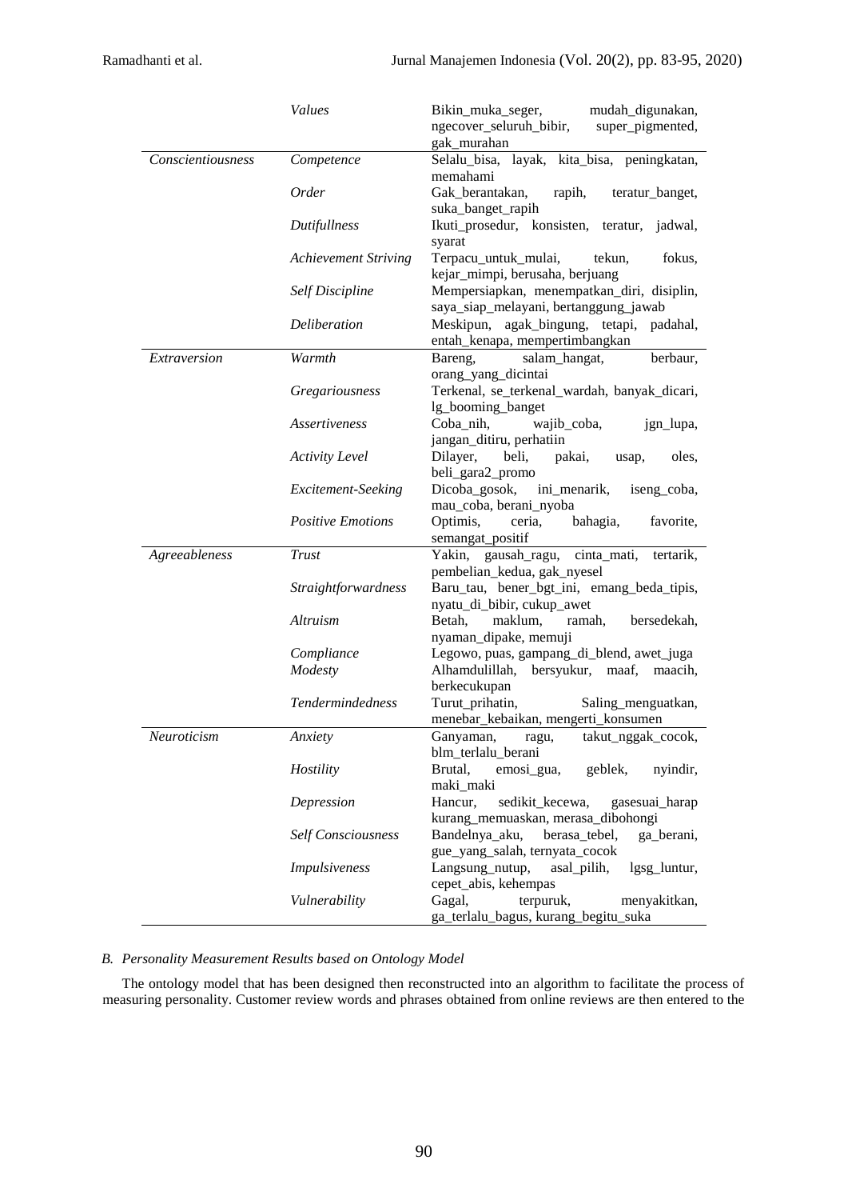| | | |
|---|---|---|
| | *Values* | Bikin_muka_seger, mudah_digunakan, ngecover_seluruh_bibir, super_pigmented, gak_murahan |
| *Conscientiousness* | *Competence* | Selalu_bisa, layak, kita_bisa, peningkatan, memahami |
| | *Order* | Gak_berantakan, rapih, teratur_banget, suka_banget_rapih |
| | *Dutifullness* | Ikuti_prosedur, konsisten, teratur, jadwal, syarat |
| | *Achievement Striving* | Terpacu_untuk_mulai, tekun, fokus, kejar_mimpi, berusaha, berjuang |
| | *Self Discipline* | Mempersiapkan, menempatkan_diri, disiplin, saya_siap_melayani, bertanggung_jawab |
| | *Deliberation* | Meskipun, agak_bingung, tetapi, padahal, entah_kenapa, mempertimbangkan |
| *Extraversion* | *Warmth* | Bareng, salam_hangat, berbaur, orang_yang_dicintai |
| | *Gregariousness* | Terkenal, se_terkenal_wardah, banyak_dicari, lg_booming_banget |
| | *Assertiveness* | Coba_nih, wajib_coba, jgn_lupa, jangan_ditiru, perhatiin |
| | *Activity Level* | Dilayer, beli, pakai, usap, oles, beli_gara2_promo |
| | *Excitement-Seeking* | Dicoba_gosok, ini_menarik, iseng_coba, mau_coba, berani_nyoba |
| | *Positive Emotions* | Optimis, ceria, bahagia, favorite, semangat_positif |
| *Agreeableness* | *Trust* | Yakin, gausah_ragu, cinta_mati, tertarik, pembelian_kedua, gak_nyesel |
| | *Straightforwardness* | Baru_tau, bener_bgt_ini, emang_beda_tipis, nyatu_di_bibir, cukup_awet |
| | *Altruism* | Betah, maklum, ramah, bersedekah, nyaman_dipake, memuji |
| | *Compliance* | Legowo, puas, gampang_di_blend, awet_juga |
| | *Modesty* | Alhamdulillah, bersyukur, maaf, maacih, berkecukupan |
| | *Tendermindedness* | Turut_prihatin, Saling_menguatkan, menebar_kebaikan, mengerti_konsumen |
| *Neuroticism* | *Anxiety* | Ganyaman, ragu, takut_nggak_cocok, blm_terlalu_berani |
| | *Hostility* | Brutal, emosi_gua, geblek, nyindir, maki_maki |
| | *Depression* | Hancur, sedikit_kecewa, gasesuai_harap kurang_memuaskan, merasa_dibohongi |
| | *Self Consciousness* | Bandelnya_aku, berasa_tebel, ga_berani, gue_yang_salah, ternyata_cocok |
| | *Impulsiveness* | Langsung_nutup, asal_pilih, lgsg_luntur, cepet_abis, kehempas |
| | *Vulnerability* | Gagal, terpuruk, menyakitkan, ga_terlalu_bagus, kurang_begitu_suka |

### *B. Personality Measurement Results based on Ontology Model*

The ontology model that has been designed then reconstructed into an algorithm to facilitate the process of measuring personality. Customer review words and phrases obtained from online reviews are then entered to the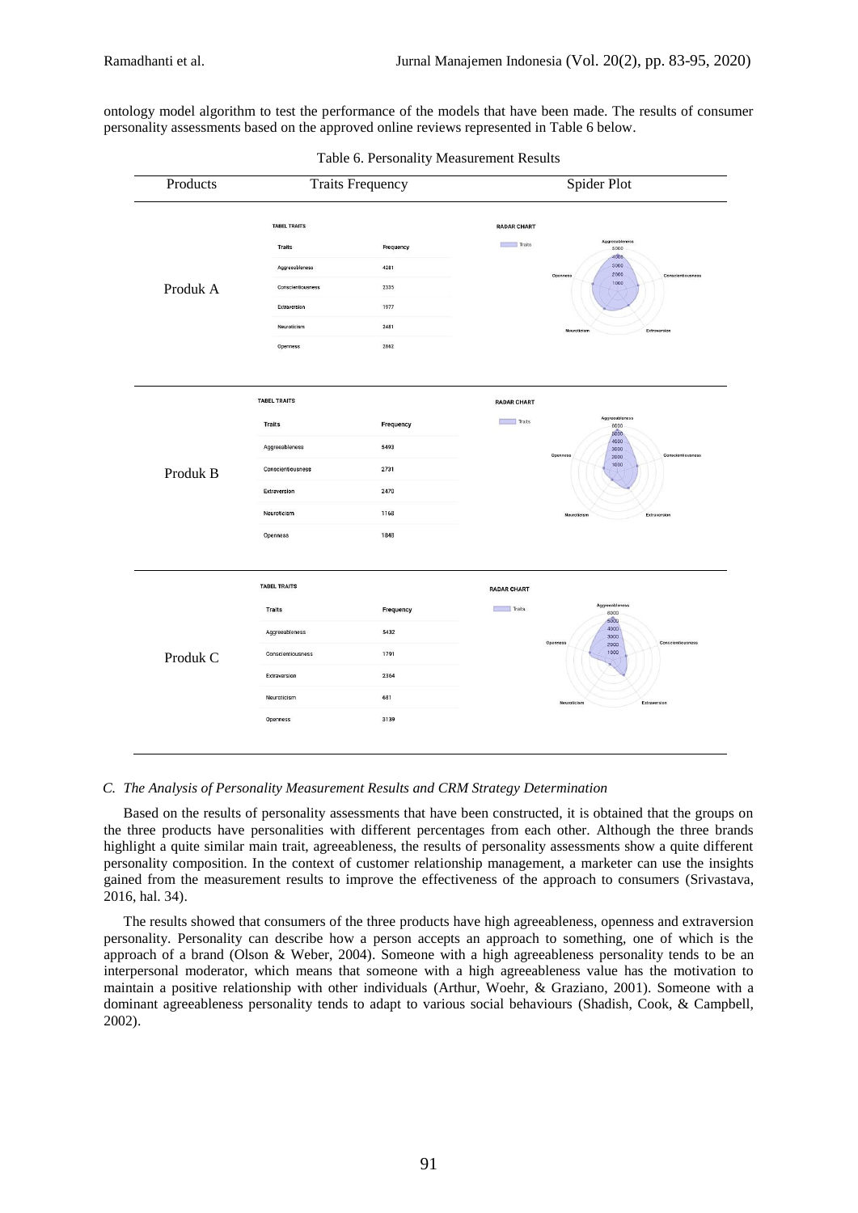ontology model algorithm to test the performance of the models that have been made. The results of consumer personality assessments based on the approved online reviews represented in Table 6 below.

Table 6. Personality Measurement Results

| Products | Traits Frequency | | Spider Plot |
|---|---|---|---|
| | TABEL TRAITS | | RADAR CHART |
| | Traits | Frequency | |
| Produk A | Aggreeableness | 4281 | |
| | Conscientiousness | 2335 | |
| | Extraversion | 1977 | |
| | Neuroticism | 2481 | |
| | Openness | 2862 | |
| | TABEL TRAITS | | RADAR CHART |
| | Traits | Frequency | |
| Produk B | Aggreeableness | 5493 | |
| | Conscientiousness | 2731 | |
| | Extraversion | 2470 | |
| | Neuroticism | 1168 | |
| | Openness | 1848 | |
| | TABEL TRAITS | | RADAR CHART |
| | Traits | Frequency | |
| Produk C | Aggreeableness | 5432 | |
| | Conscientiousness | 1791 | |
| | Extraversion | 2364 | |
| | Neuroticism | 681 | |
| | Openness | 3139 | |

*C. The Analysis of Personality Measurement Results and CRM Strategy Determination*

Based on the results of personality assessments that have been constructed, it is obtained that the groups on the three products have personalities with different percentages from each other. Although the three brands highlight a quite similar main trait, agreeableness, the results of personality assessments show a quite different personality composition. In the context of customer relationship management, a marketer can use the insights gained from the measurement results to improve the effectiveness of the approach to consumers (Srivastava, 2016, hal. 34).

The results showed that consumers of the three products have high agreeableness, openness and extraversion personality. Personality can describe how a person accepts an approach to something, one of which is the approach of a brand (Olson & Weber, 2004). Someone with a high agreeableness personality tends to be an interpersonal moderator, which means that someone with a high agreeableness value has the motivation to maintain a positive relationship with other individuals (Arthur, Woehr, & Graziano, 2001). Someone with a dominant agreeableness personality tends to adapt to various social behaviours (Shadish, Cook, & Campbell, 2002).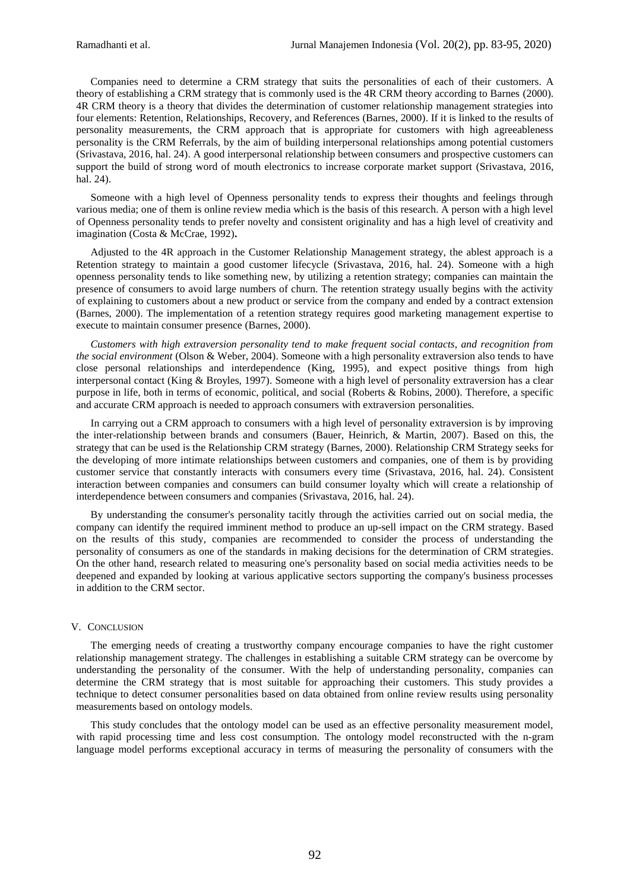Companies need to determine a CRM strategy that suits the personalities of each of their customers. A theory of establishing a CRM strategy that is commonly used is the 4R CRM theory according to Barnes (2000). 4R CRM theory is a theory that divides the determination of customer relationship management strategies into four elements: Retention, Relationships, Recovery, and References (Barnes, 2000). If it is linked to the results of personality measurements, the CRM approach that is appropriate for customers with high agreeableness personality is the CRM Referrals, by the aim of building interpersonal relationships among potential customers (Srivastava, 2016, hal. 24). A good interpersonal relationship between consumers and prospective customers can support the build of strong word of mouth electronics to increase corporate market support (Srivastava, 2016, hal. 24).

Someone with a high level of Openness personality tends to express their thoughts and feelings through various media; one of them is online review media which is the basis of this research. A person with a high level of Openness personality tends to prefer novelty and consistent originality and has a high level of creativity and imagination (Costa & McCrae, 1992)**.**

Adjusted to the 4R approach in the Customer Relationship Management strategy, the ablest approach is a Retention strategy to maintain a good customer lifecycle (Srivastava, 2016, hal. 24). Someone with a high openness personality tends to like something new, by utilizing a retention strategy; companies can maintain the presence of consumers to avoid large numbers of churn. The retention strategy usually begins with the activity of explaining to customers about a new product or service from the company and ended by a contract extension (Barnes, 2000). The implementation of a retention strategy requires good marketing management expertise to execute to maintain consumer presence (Barnes, 2000).

*Customers with high extraversion personality tend to make frequent social contacts, and recognition from the social environment* (Olson & Weber, 2004). Someone with a high personality extraversion also tends to have close personal relationships and interdependence (King, 1995), and expect positive things from high interpersonal contact (King & Broyles, 1997). Someone with a high level of personality extraversion has a clear purpose in life, both in terms of economic, political, and social (Roberts & Robins, 2000). Therefore, a specific and accurate CRM approach is needed to approach consumers with extraversion personalities.

In carrying out a CRM approach to consumers with a high level of personality extraversion is by improving the inter-relationship between brands and consumers (Bauer, Heinrich, & Martin, 2007). Based on this, the strategy that can be used is the Relationship CRM strategy (Barnes, 2000). Relationship CRM Strategy seeks for the developing of more intimate relationships between customers and companies, one of them is by providing customer service that constantly interacts with consumers every time (Srivastava, 2016, hal. 24). Consistent interaction between companies and consumers can build consumer loyalty which will create a relationship of interdependence between consumers and companies (Srivastava, 2016, hal. 24).

By understanding the consumer's personality tacitly through the activities carried out on social media, the company can identify the required imminent method to produce an up-sell impact on the CRM strategy. Based on the results of this study, companies are recommended to consider the process of understanding the personality of consumers as one of the standards in making decisions for the determination of CRM strategies. On the other hand, research related to measuring one's personality based on social media activities needs to be deepened and expanded by looking at various applicative sectors supporting the company's business processes in addition to the CRM sector.

## V. Conclusion

The emerging needs of creating a trustworthy company encourage companies to have the right customer relationship management strategy. The challenges in establishing a suitable CRM strategy can be overcome by understanding the personality of the consumer. With the help of understanding personality, companies can determine the CRM strategy that is most suitable for approaching their customers. This study provides a technique to detect consumer personalities based on data obtained from online review results using personality measurements based on ontology models.

This study concludes that the ontology model can be used as an effective personality measurement model, with rapid processing time and less cost consumption. The ontology model reconstructed with the n-gram language model performs exceptional accuracy in terms of measuring the personality of consumers with the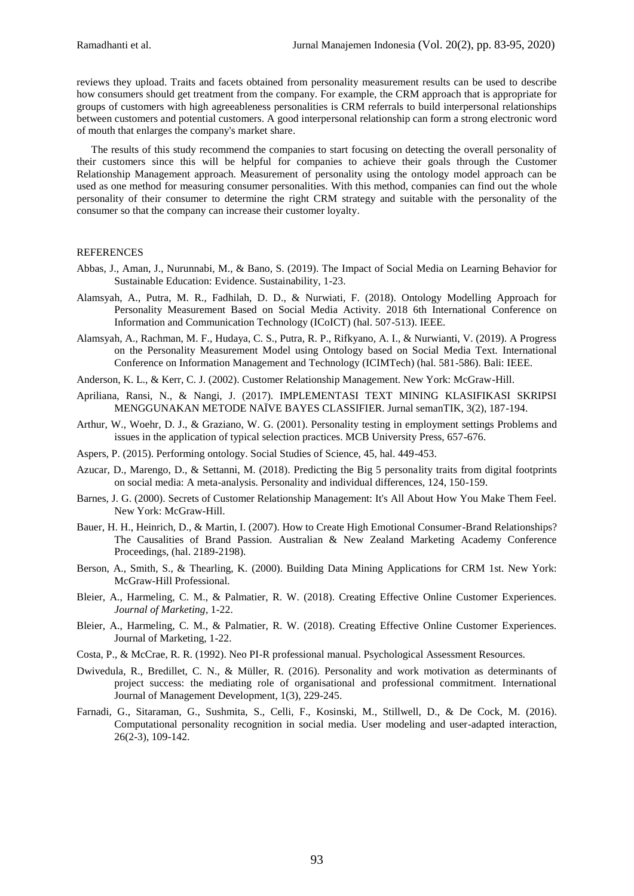reviews they upload. Traits and facets obtained from personality measurement results can be used to describe how consumers should get treatment from the company. For example, the CRM approach that is appropriate for groups of customers with high agreeableness personalities is CRM referrals to build interpersonal relationships between customers and potential customers. A good interpersonal relationship can form a strong electronic word of mouth that enlarges the company's market share.

The results of this study recommend the companies to start focusing on detecting the overall personality of their customers since this will be helpful for companies to achieve their goals through the Customer Relationship Management approach. Measurement of personality using the ontology model approach can be used as one method for measuring consumer personalities. With this method, companies can find out the whole personality of their consumer to determine the right CRM strategy and suitable with the personality of the consumer so that the company can increase their customer loyalty.

## REFERENCES

Abbas, J., Aman, J., Nurunnabi, M., & Bano, S. (2019). The Impact of Social Media on Learning Behavior for Sustainable Education: Evidence. Sustainability, 1-23.

Alamsyah, A., Putra, M. R., Fadhilah, D. D., & Nurwiati, F. (2018). Ontology Modelling Approach for Personality Measurement Based on Social Media Activity. 2018 6th International Conference on Information and Communication Technology (ICoICT) (hal. 507-513). IEEE.

Alamsyah, A., Rachman, M. F., Hudaya, C. S., Putra, R. P., Rifkyano, A. I., & Nurwianti, V. (2019). A Progress on the Personality Measurement Model using Ontology based on Social Media Text. International Conference on Information Management and Technology (ICIMTech) (hal. 581-586). Bali: IEEE.

Anderson, K. L., & Kerr, C. J. (2002). Customer Relationship Management. New York: McGraw-Hill.

Apriliana, Ransi, N., & Nangi, J. (2017). IMPLEMENTASI TEXT MINING KLASIFIKASI SKRIPSI MENGGUNAKAN METODE NAÏVE BAYES CLASSIFIER. Jurnal semanTIK, 3(2), 187-194.

Arthur, W., Woehr, D. J., & Graziano, W. G. (2001). Personality testing in employment settings Problems and issues in the application of typical selection practices. MCB University Press, 657-676.

Aspers, P. (2015). Performing ontology. Social Studies of Science, 45, hal. 449-453.

Azucar, D., Marengo, D., & Settanni, M. (2018). Predicting the Big 5 personality traits from digital footprints on social media: A meta-analysis. Personality and individual differences, 124, 150-159.

Barnes, J. G. (2000). Secrets of Customer Relationship Management: It's All About How You Make Them Feel. New York: McGraw-Hill.

Bauer, H. H., Heinrich, D., & Martin, I. (2007). How to Create High Emotional Consumer-Brand Relationships? The Causalities of Brand Passion. Australian & New Zealand Marketing Academy Conference Proceedings, (hal. 2189-2198).

Berson, A., Smith, S., & Thearling, K. (2000). Building Data Mining Applications for CRM 1st. New York: McGraw-Hill Professional.

Bleier, A., Harmeling, C. M., & Palmatier, R. W. (2018). Creating Effective Online Customer Experiences. *Journal of Marketing*, 1-22.

Bleier, A., Harmeling, C. M., & Palmatier, R. W. (2018). Creating Effective Online Customer Experiences. Journal of Marketing, 1-22.

Costa, P., & McCrae, R. R. (1992). Neo PI-R professional manual. Psychological Assessment Resources.

Dwivedula, R., Bredillet, C. N., & Müller, R. (2016). Personality and work motivation as determinants of project success: the mediating role of organisational and professional commitment. International Journal of Management Development, 1(3), 229-245.

Farnadi, G., Sitaraman, G., Sushmita, S., Celli, F., Kosinski, M., Stillwell, D., & De Cock, M. (2016). Computational personality recognition in social media. User modeling and user-adapted interaction, 26(2-3), 109-142.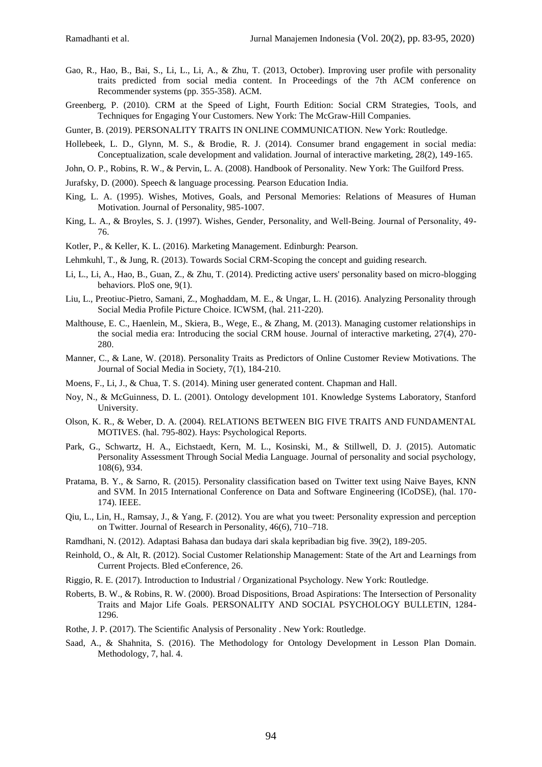Gao, R., Hao, B., Bai, S., Li, L., Li, A., & Zhu, T. (2013, October). Improving user profile with personality traits predicted from social media content. In Proceedings of the 7th ACM conference on Recommender systems (pp. 355-358). ACM.

Greenberg, P. (2010). CRM at the Speed of Light, Fourth Edition: Social CRM Strategies, Tools, and Techniques for Engaging Your Customers. New York: The McGraw-Hill Companies.

Gunter, B. (2019). PERSONALITY TRAITS IN ONLINE COMMUNICATION. New York: Routledge.

Hollebeek, L. D., Glynn, M. S., & Brodie, R. J. (2014). Consumer brand engagement in social media: Conceptualization, scale development and validation. Journal of interactive marketing, 28(2), 149-165.

John, O. P., Robins, R. W., & Pervin, L. A. (2008). Handbook of Personality. New York: The Guilford Press.

Jurafsky, D. (2000). Speech & language processing. Pearson Education India.

King, L. A. (1995). Wishes, Motives, Goals, and Personal Memories: Relations of Measures of Human Motivation. Journal of Personality, 985-1007.

King, L. A., & Broyles, S. J. (1997). Wishes, Gender, Personality, and Well-Being. Journal of Personality, 49-76.

Kotler, P., & Keller, K. L. (2016). Marketing Management. Edinburgh: Pearson.

Lehmkuhl, T., & Jung, R. (2013). Towards Social CRM-Scoping the concept and guiding research.

Li, L., Li, A., Hao, B., Guan, Z., & Zhu, T. (2014). Predicting active users' personality based on micro-blogging behaviors. PloS one, 9(1).

Liu, L., Preotiuc-Pietro, Samani, Z., Moghaddam, M. E., & Ungar, L. H. (2016). Analyzing Personality through Social Media Profile Picture Choice. ICWSM, (hal. 211-220).

Malthouse, E. C., Haenlein, M., Skiera, B., Wege, E., & Zhang, M. (2013). Managing customer relationships in the social media era: Introducing the social CRM house. Journal of interactive marketing, 27(4), 270-280.

Manner, C., & Lane, W. (2018). Personality Traits as Predictors of Online Customer Review Motivations. The Journal of Social Media in Society, 7(1), 184-210.

Moens, F., Li, J., & Chua, T. S. (2014). Mining user generated content. Chapman and Hall.

Noy, N., & McGuinness, D. L. (2001). Ontology development 101. Knowledge Systems Laboratory, Stanford University.

Olson, K. R., & Weber, D. A. (2004). RELATIONS BETWEEN BIG FIVE TRAITS AND FUNDAMENTAL MOTIVES. (hal. 795-802). Hays: Psychological Reports.

Park, G., Schwartz, H. A., Eichstaedt, Kern, M. L., Kosinski, M., & Stillwell, D. J. (2015). Automatic Personality Assessment Through Social Media Language. Journal of personality and social psychology, 108(6), 934.

Pratama, B. Y., & Sarno, R. (2015). Personality classification based on Twitter text using Naive Bayes, KNN and SVM. In 2015 International Conference on Data and Software Engineering (ICoDSE), (hal. 170-174). IEEE.

Qiu, L., Lin, H., Ramsay, J., & Yang, F. (2012). You are what you tweet: Personality expression and perception on Twitter. Journal of Research in Personality, 46(6), 710–718.

Ramdhani, N. (2012). Adaptasi Bahasa dan budaya dari skala kepribadian big five. 39(2), 189-205.

Reinhold, O., & Alt, R. (2012). Social Customer Relationship Management: State of the Art and Learnings from Current Projects. Bled eConference, 26.

Riggio, R. E. (2017). Introduction to Industrial / Organizational Psychology. New York: Routledge.

Roberts, B. W., & Robins, R. W. (2000). Broad Dispositions, Broad Aspirations: The Intersection of Personality Traits and Major Life Goals. PERSONALITY AND SOCIAL PSYCHOLOGY BULLETIN, 1284-1296.

Rothe, J. P. (2017). The Scientific Analysis of Personality . New York: Routledge.

Saad, A., & Shahnita, S. (2016). The Methodology for Ontology Development in Lesson Plan Domain. Methodology, 7, hal. 4.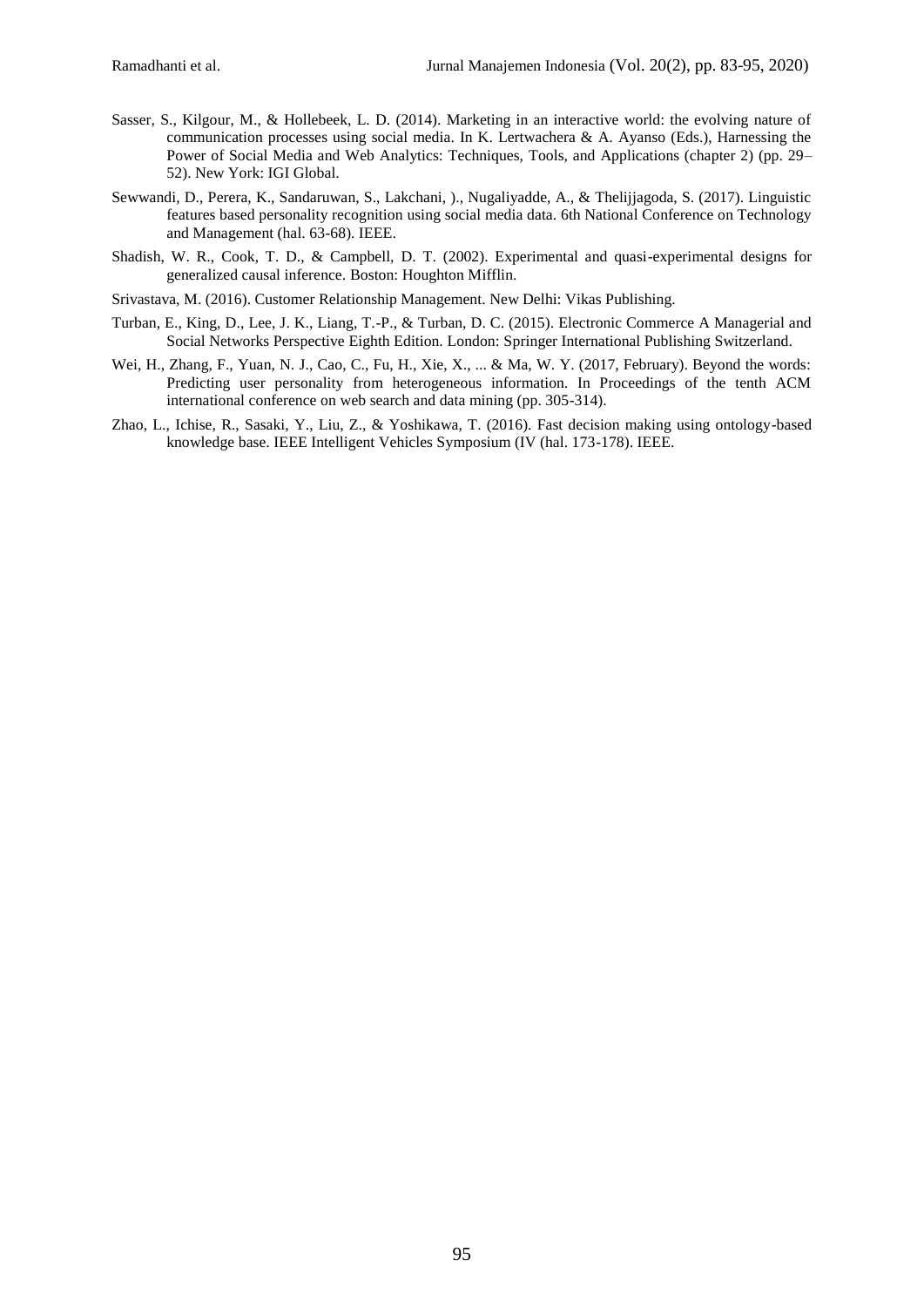Sasser, S., Kilgour, M., & Hollebeek, L. D. (2014). Marketing in an interactive world: the evolving nature of communication processes using social media. In K. Lertwachera & A. Ayanso (Eds.), Harnessing the Power of Social Media and Web Analytics: Techniques, Tools, and Applications (chapter 2) (pp. 29–52). New York: IGI Global.

Sewwandi, D., Perera, K., Sandaruwan, S., Lakchani, )., Nugaliyadde, A., & Thelijjagoda, S. (2017). Linguistic features based personality recognition using social media data. 6th National Conference on Technology and Management (hal. 63-68). IEEE.

Shadish, W. R., Cook, T. D., & Campbell, D. T. (2002). Experimental and quasi-experimental designs for generalized causal inference. Boston: Houghton Mifflin.

Srivastava, M. (2016). Customer Relationship Management. New Delhi: Vikas Publishing.

Turban, E., King, D., Lee, J. K., Liang, T.-P., & Turban, D. C. (2015). Electronic Commerce A Managerial and Social Networks Perspective Eighth Edition. London: Springer International Publishing Switzerland.

Wei, H., Zhang, F., Yuan, N. J., Cao, C., Fu, H., Xie, X., ... & Ma, W. Y. (2017, February). Beyond the words: Predicting user personality from heterogeneous information. In Proceedings of the tenth ACM international conference on web search and data mining (pp. 305-314).

Zhao, L., Ichise, R., Sasaki, Y., Liu, Z., & Yoshikawa, T. (2016). Fast decision making using ontology-based knowledge base. IEEE Intelligent Vehicles Symposium (IV (hal. 173-178). IEEE.